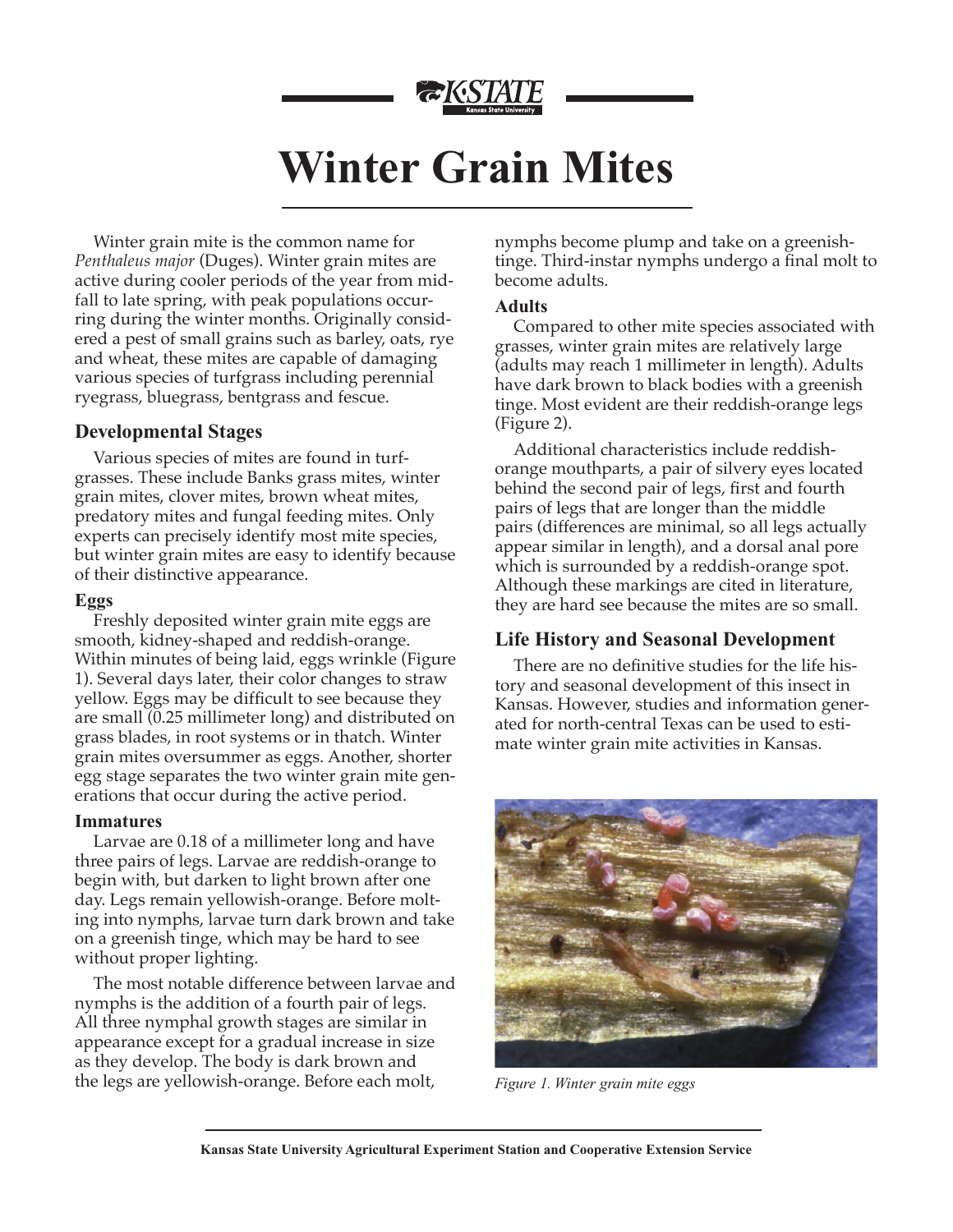# Winter Grain Mites

Winter grain mite is the common name for *Penthaleus major* (Duges). Winter grain mites are active during cooler periods of the year from mid-fall to late spring, with peak populations occurring during the winter months. Originally considered a pest of small grains such as barley, oats, rye and wheat, these mites are capable of damaging various species of turfgrass including perennial ryegrass, bluegrass, bentgrass and fescue.

## Developmental Stages

Various species of mites are found in turfgrasses. These include Banks grass mites, winter grain mites, clover mites, brown wheat mites, predatory mites and fungal feeding mites. Only experts can precisely identify most mite species, but winter grain mites are easy to identify because of their distinctive appearance.

### Eggs

Freshly deposited winter grain mite eggs are smooth, kidney-shaped and reddish-orange. Within minutes of being laid, eggs wrinkle (Figure 1). Several days later, their color changes to straw yellow. Eggs may be difficult to see because they are small (0.25 millimeter long) and distributed on grass blades, in root systems or in thatch. Winter grain mites oversummer as eggs. Another, shorter egg stage separates the two winter grain mite generations that occur during the active period.

### Immatures

Larvae are 0.18 of a millimeter long and have three pairs of legs. Larvae are reddish-orange to begin with, but darken to light brown after one day. Legs remain yellowish-orange. Before molting into nymphs, larvae turn dark brown and take on a greenish tinge, which may be hard to see without proper lighting.

The most notable difference between larvae and nymphs is the addition of a fourth pair of legs. All three nymphal growth stages are similar in appearance except for a gradual increase in size as they develop. The body is dark brown and the legs are yellowish-orange. Before each molt, nymphs become plump and take on a greenish-tinge. Third-instar nymphs undergo a final molt to become adults.

### Adults

Compared to other mite species associated with grasses, winter grain mites are relatively large (adults may reach 1 millimeter in length). Adults have dark brown to black bodies with a greenish tinge. Most evident are their reddish-orange legs (Figure 2).

Additional characteristics include reddish-orange mouthparts, a pair of silvery eyes located behind the second pair of legs, first and fourth pairs of legs that are longer than the middle pairs (differences are minimal, so all legs actually appear similar in length), and a dorsal anal pore which is surrounded by a reddish-orange spot. Although these markings are cited in literature, they are hard see because the mites are so small.

## Life History and Seasonal Development

There are no definitive studies for the life history and seasonal development of this insect in Kansas. However, studies and information generated for north-central Texas can be used to estimate winter grain mite activities in Kansas.

*Figure 1. Winter grain mite eggs*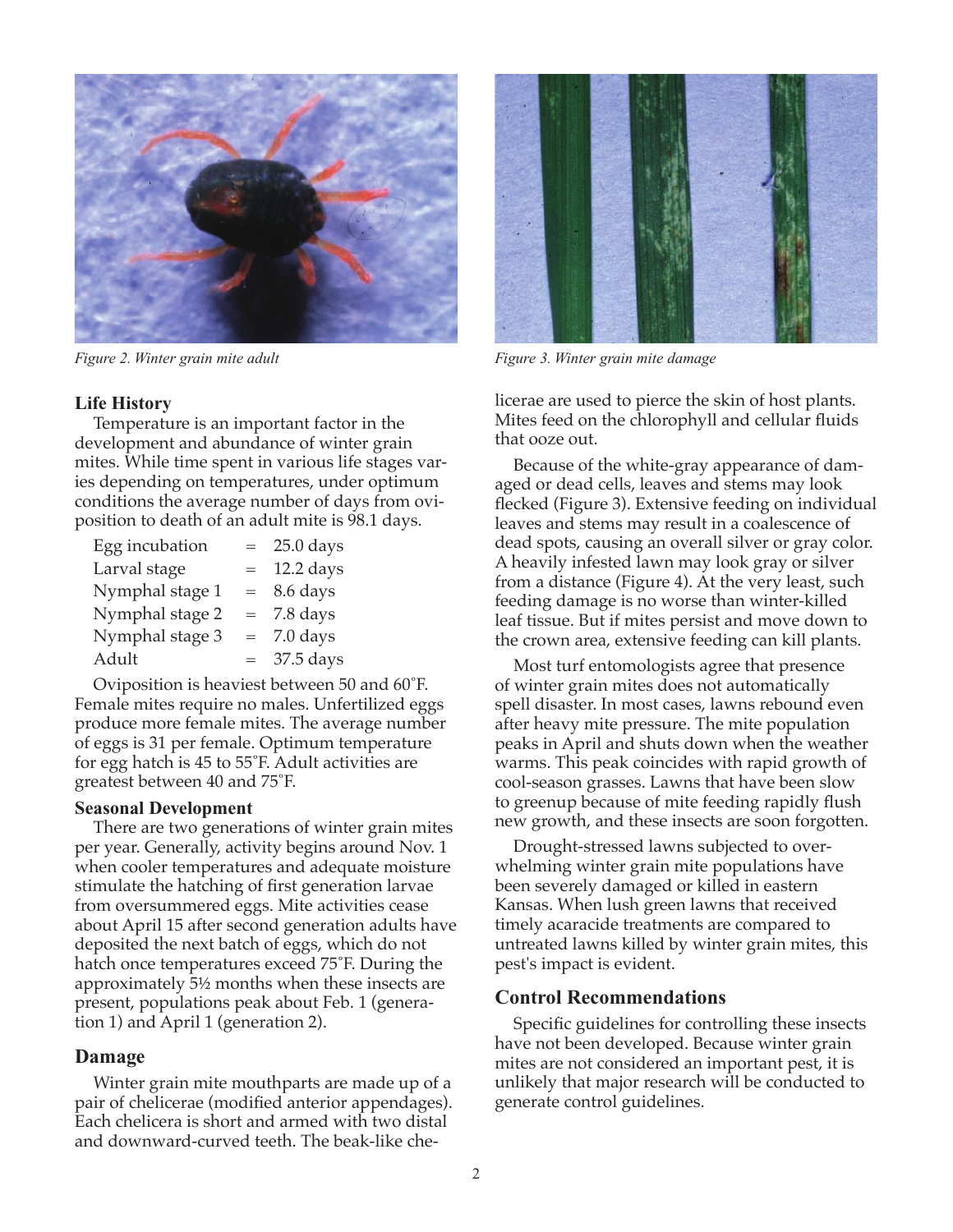*Figure 2. Winter grain mite adult*

*Figure 3. Winter grain mite damage*

### Life History

Temperature is an important factor in the development and abundance of winter grain mites. While time spent in various life stages varies depending on temperatures, under optimum conditions the average number of days from oviposition to death of an adult mite is 98.1 days.

| Stage | | Days |
|---|---|---|
| Egg incubation | = | 25.0 days |
| Larval stage | = | 12.2 days |
| Nymphal stage 1 | = | 8.6 days |
| Nymphal stage 2 | = | 7.8 days |
| Nymphal stage 3 | = | 7.0 days |
| Adult | = | 37.5 days |

Oviposition is heaviest between 50 and 60˚F. Female mites require no males. Unfertilized eggs produce more female mites. The average number of eggs is 31 per female. Optimum temperature for egg hatch is 45 to 55˚F. Adult activities are greatest between 40 and 75˚F.

### Seasonal Development

There are two generations of winter grain mites per year. Generally, activity begins around Nov. 1 when cooler temperatures and adequate moisture stimulate the hatching of first generation larvae from oversummered eggs. Mite activities cease about April 15 after second generation adults have deposited the next batch of eggs, which do not hatch once temperatures exceed 75˚F. During the approximately 5½ months when these insects are present, populations peak about Feb. 1 (generation 1) and April 1 (generation 2).

## Damage

Winter grain mite mouthparts are made up of a pair of chelicerae (modified anterior appendages). Each chelicera is short and armed with two distal and downward-curved teeth. The beak-like chelicerae are used to pierce the skin of host plants. Mites feed on the chlorophyll and cellular fluids that ooze out.

Because of the white-gray appearance of damaged or dead cells, leaves and stems may look flecked (Figure 3). Extensive feeding on individual leaves and stems may result in a coalescence of dead spots, causing an overall silver or gray color. A heavily infested lawn may look gray or silver from a distance (Figure 4). At the very least, such feeding damage is no worse than winter-killed leaf tissue. But if mites persist and move down to the crown area, extensive feeding can kill plants.

Most turf entomologists agree that presence of winter grain mites does not automatically spell disaster. In most cases, lawns rebound even after heavy mite pressure. The mite population peaks in April and shuts down when the weather warms. This peak coincides with rapid growth of cool-season grasses. Lawns that have been slow to greenup because of mite feeding rapidly flush new growth, and these insects are soon forgotten.

Drought-stressed lawns subjected to overwhelming winter grain mite populations have been severely damaged or killed in eastern Kansas. When lush green lawns that received timely acaracide treatments are compared to untreated lawns killed by winter grain mites, this pest's impact is evident.

## Control Recommendations

Specific guidelines for controlling these insects have not been developed. Because winter grain mites are not considered an important pest, it is unlikely that major research will be conducted to generate control guidelines.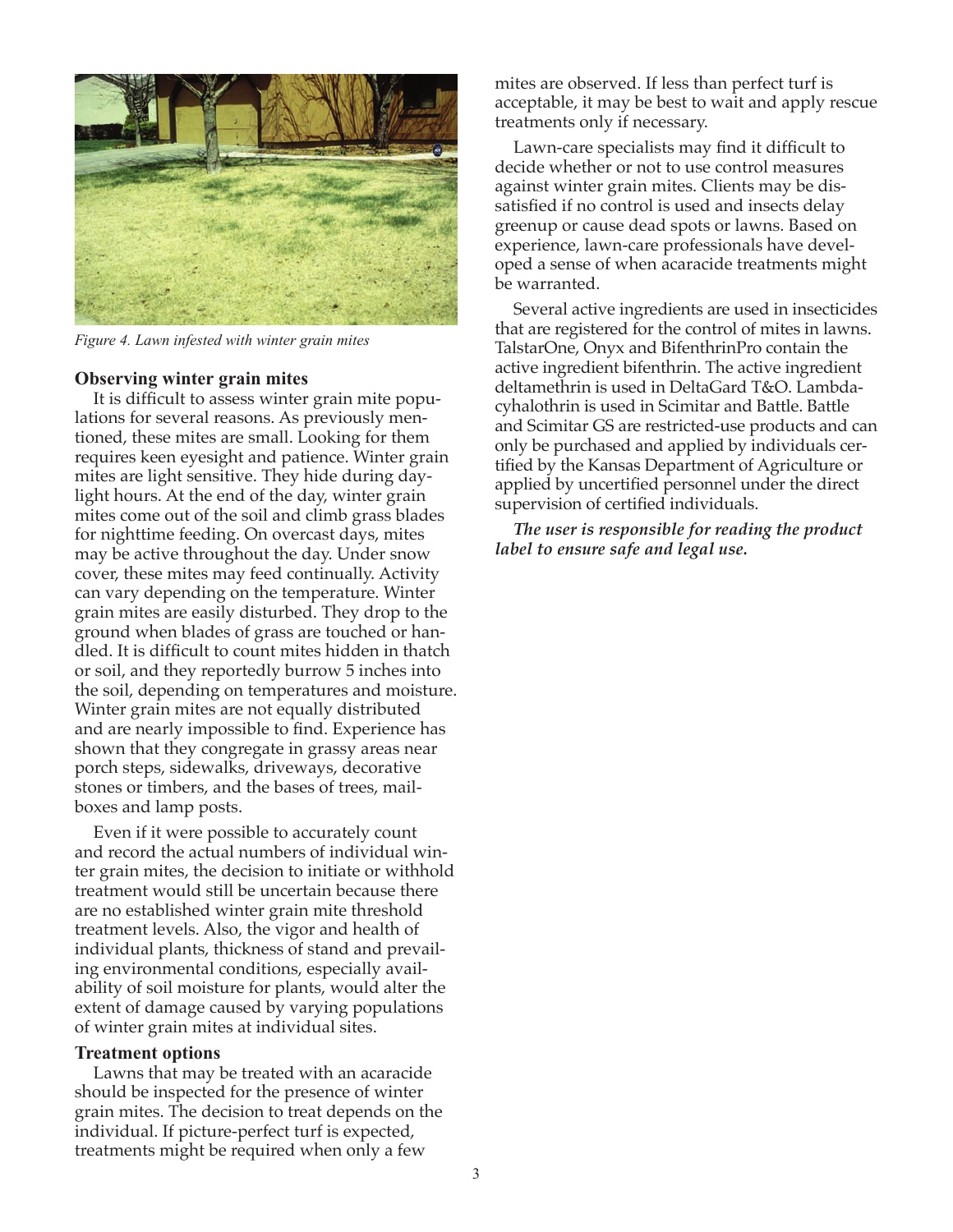Figure 4. Lawn infested with winter grain mites

### Observing winter grain mites

It is difficult to assess winter grain mite populations for several reasons. As previously mentioned, these mites are small. Looking for them requires keen eyesight and patience. Winter grain mites are light sensitive. They hide during daylight hours. At the end of the day, winter grain mites come out of the soil and climb grass blades for nighttime feeding. On overcast days, mites may be active throughout the day. Under snow cover, these mites may feed continually. Activity can vary depending on the temperature. Winter grain mites are easily disturbed. They drop to the ground when blades of grass are touched or handled. It is difficult to count mites hidden in thatch or soil, and they reportedly burrow 5 inches into the soil, depending on temperatures and moisture. Winter grain mites are not equally distributed and are nearly impossible to find. Experience has shown that they congregate in grassy areas near porch steps, sidewalks, driveways, decorative stones or timbers, and the bases of trees, mailboxes and lamp posts.

Even if it were possible to accurately count and record the actual numbers of individual winter grain mites, the decision to initiate or withhold treatment would still be uncertain because there are no established winter grain mite threshold treatment levels. Also, the vigor and health of individual plants, thickness of stand and prevailing environmental conditions, especially availability of soil moisture for plants, would alter the extent of damage caused by varying populations of winter grain mites at individual sites.

### Treatment options

Lawns that may be treated with an acaracide should be inspected for the presence of winter grain mites. The decision to treat depends on the individual. If picture-perfect turf is expected, treatments might be required when only a few mites are observed. If less than perfect turf is acceptable, it may be best to wait and apply rescue treatments only if necessary.

Lawn-care specialists may find it difficult to decide whether or not to use control measures against winter grain mites. Clients may be dissatisfied if no control is used and insects delay greenup or cause dead spots or lawns. Based on experience, lawn-care professionals have developed a sense of when acaracide treatments might be warranted.

Several active ingredients are used in insecticides that are registered for the control of mites in lawns. TalstarOne, Onyx and BifenthrinPro contain the active ingredient bifenthrin. The active ingredient deltamethrin is used in DeltaGard T&O. Lambda-cyhalothrin is used in Scimitar and Battle. Battle and Scimitar GS are restricted-use products and can only be purchased and applied by individuals certified by the Kansas Department of Agriculture or applied by uncertified personnel under the direct supervision of certified individuals.

***The user is responsible for reading the product label to ensure safe and legal use.***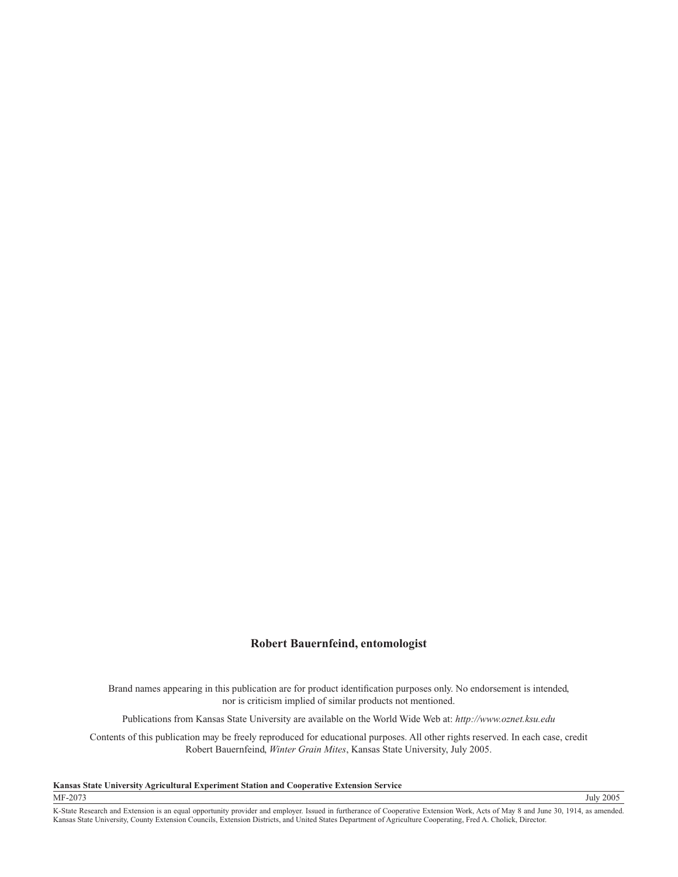**Robert Bauernfeind, entomologist**

Brand names appearing in this publication are for product identification purposes only. No endorsement is intended, nor is criticism implied of similar products not mentioned.

Publications from Kansas State University are available on the World Wide Web at: *http://www.oznet.ksu.edu*

Contents of this publication may be freely reproduced for educational purposes. All other rights reserved. In each case, credit Robert Bauernfeind, *Winter Grain Mites*, Kansas State University, July 2005.

**Kansas State University Agricultural Experiment Station and Cooperative Extension Service**

MF-2073 July 2005

K-State Research and Extension is an equal opportunity provider and employer. Issued in furtherance of Cooperative Extension Work, Acts of May 8 and June 30, 1914, as amended. Kansas State University, County Extension Councils, Extension Districts, and United States Department of Agriculture Cooperating, Fred A. Cholick, Director.